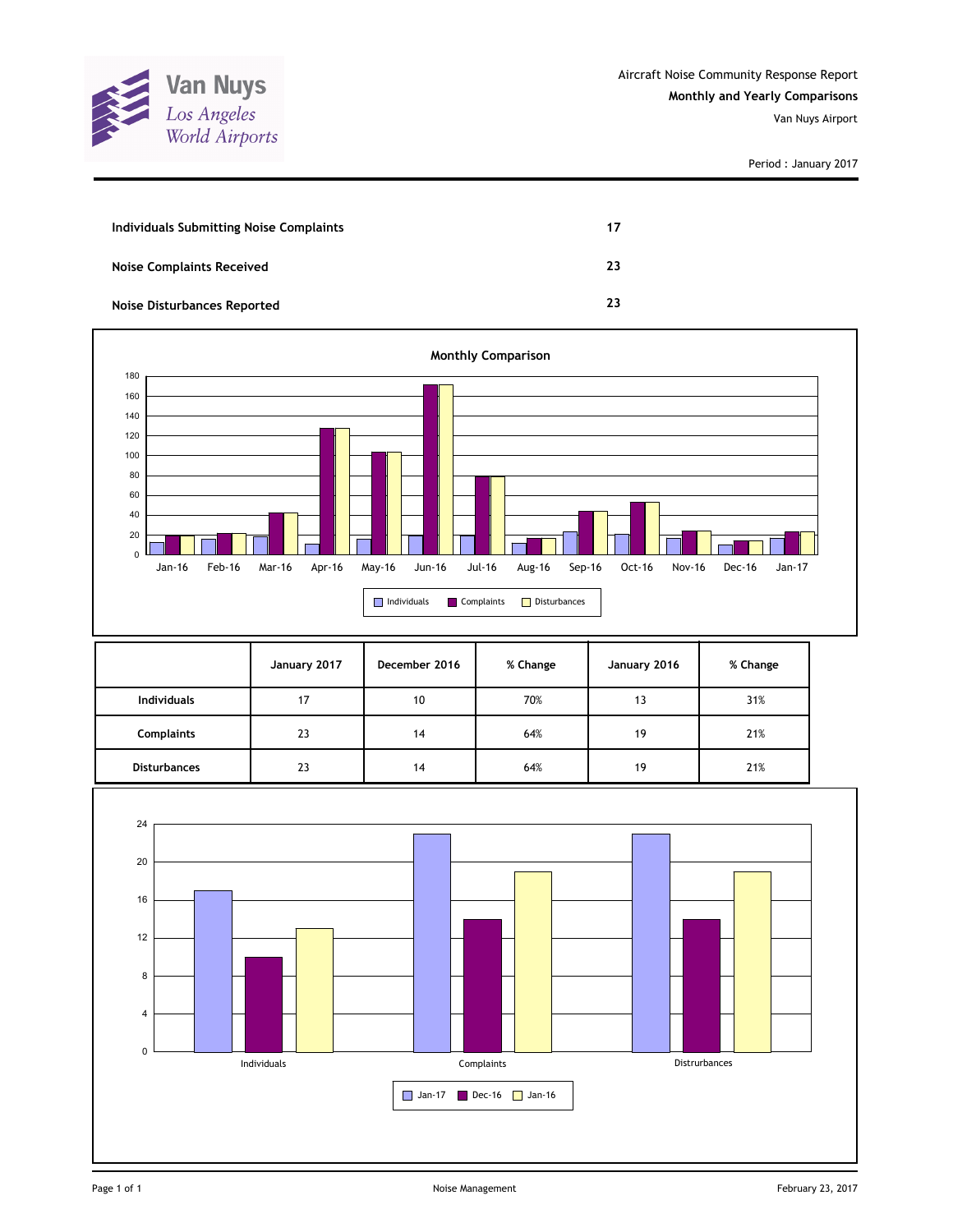Van Nuys
Los Angeles
World Airports

Aircraft Noise Community Response Report

**Monthly and Yearly Comparisons**

Van Nuys Airport

Period : January 2017

| | |
|---|---|
| **Individuals Submitting Noise Complaints** | **17** |
| **Noise Complaints Received** | **23** |
| **Noise Disturbances Reported** | **23** |

**Monthly Comparison**

| | January 2017 | December 2016 | % Change | January 2016 | % Change |
|---|---|---|---|---|---|
| **Individuals** | 17 | 10 | 70% | 13 | 31% |
| **Complaints** | 23 | 14 | 64% | 19 | 21% |
| **Disturbances** | 23 | 14 | 64% | 19 | 21% |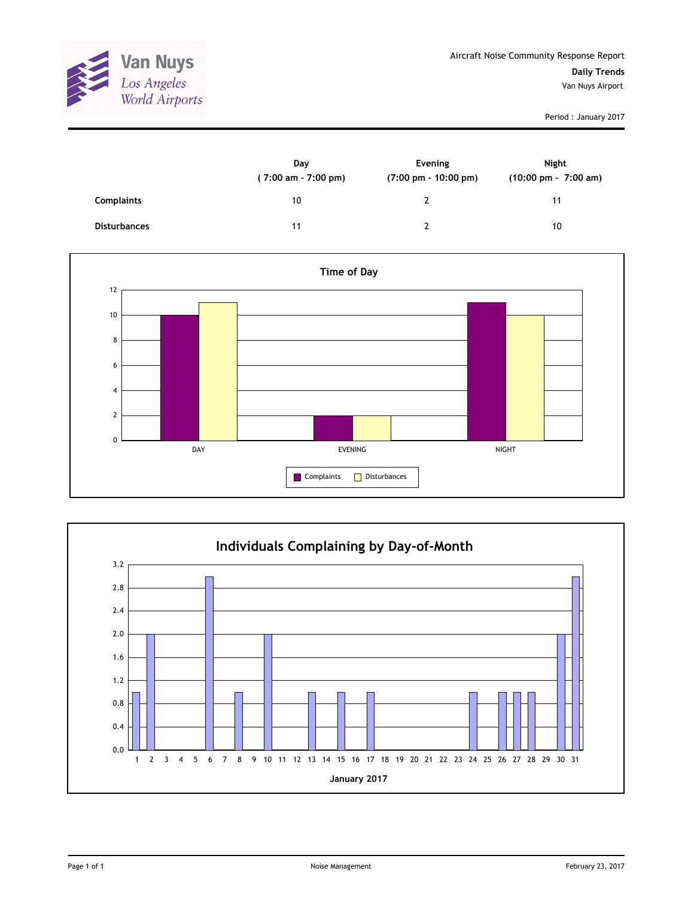Van Nuys
Los Angeles World Airports

Aircraft Noise Community Response Report

**Daily Trends**

Van Nuys Airport

Period : January 2017

| | Day<br>( 7:00 am - 7:00 pm) | Evening<br>(7:00 pm - 10:00 pm) | Night<br>(10:00 pm - 7:00 am) |
|---|---|---|---|
| **Complaints** | 10 | 2 | 11 |
| **Disturbances** | 11 | 2 | 10 |

## Time of Day

| | Complaints | Disturbances |
|---|---|---|
| DAY | 10 | 11 |
| EVENING | 2 | 2 |
| NIGHT | 11 | 10 |

## Individuals Complaining by Day-of-Month

January 2017

| Day | 1 | 2 | 3 | 4 | 5 | 6 | 7 | 8 | 9 | 10 | 11 | 12 | 13 | 14 | 15 | 16 | 17 | 18 | 19 | 20 | 21 | 22 | 23 | 24 | 25 | 26 | 27 | 28 | 29 | 30 | 31 |
|---|---|---|---|---|---|---|---|---|---|---|---|---|---|---|---|---|---|---|---|---|---|---|---|---|---|---|---|---|---|---|---|
| Individuals | 1 | 2 | 0 | 0 | 0 | 3 | 0 | 1 | 0 | 2 | 0 | 0 | 1 | 0 | 1 | 0 | 1 | 0 | 0 | 0 | 0 | 0 | 0 | 1 | 0 | 1 | 1 | 1 | 0 | 2 | 3 |

Noise Management

February 23, 2017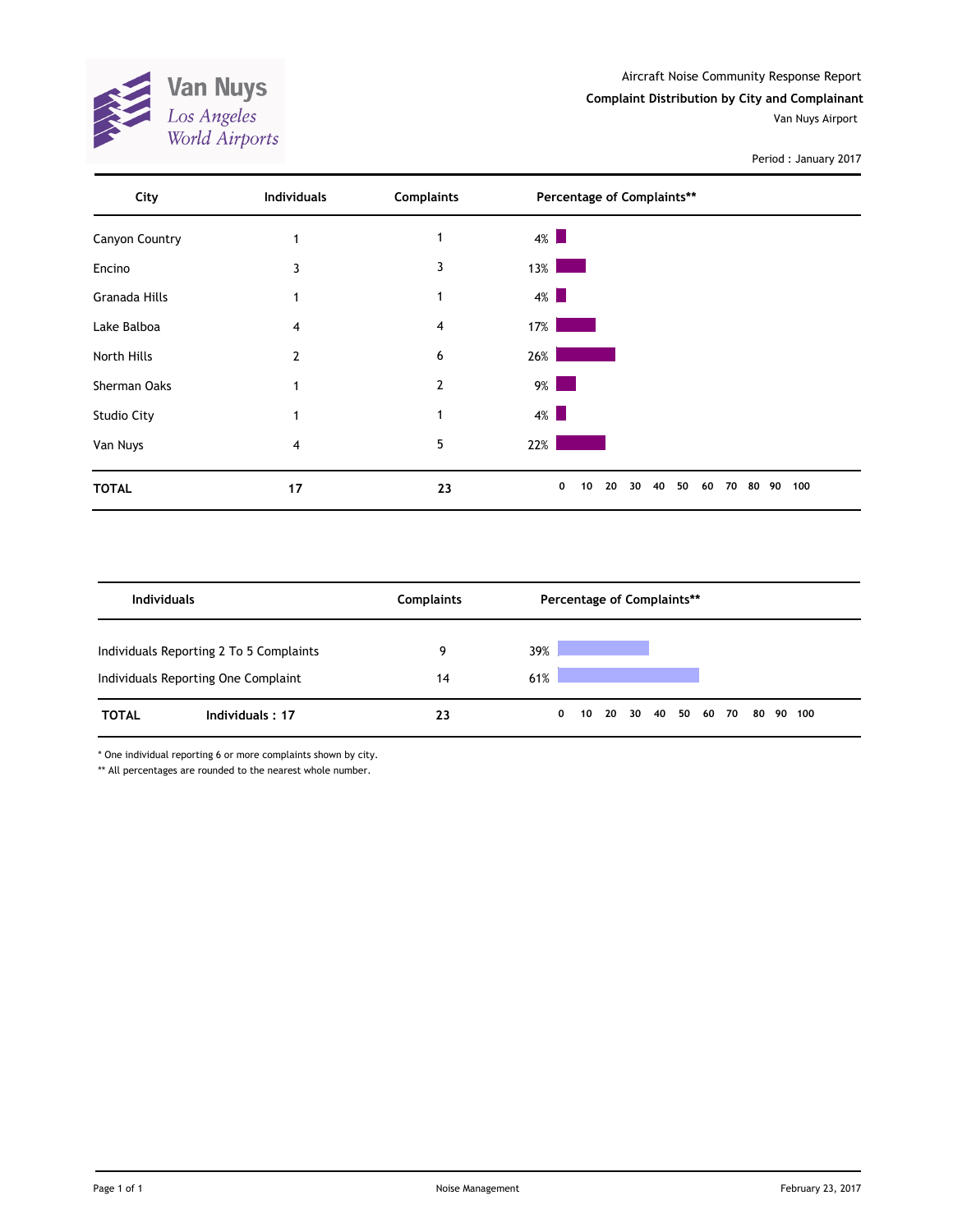Van Nuys
Los Angeles World Airports

Aircraft Noise Community Response Report

**Complaint Distribution by City and Complainant**

Van Nuys Airport

Period : January 2017

| City | Individuals | Complaints | Percentage of Complaints** |
|---|---|---|---|
| Canyon Country | 1 | 1 | 4% |
| Encino | 3 | 3 | 13% |
| Granada Hills | 1 | 1 | 4% |
| Lake Balboa | 4 | 4 | 17% |
| North Hills | 2 | 6 | 26% |
| Sherman Oaks | 1 | 2 | 9% |
| Studio City | 1 | 1 | 4% |
| Van Nuys | 4 | 5 | 22% |
| **TOTAL** | **17** | **23** | |

| Individuals | Complaints | Percentage of Complaints** |
|---|---|---|
| Individuals Reporting 2 To 5 Complaints | 9 | 39% |
| Individuals Reporting One Complaint | 14 | 61% |
| **TOTAL** Individuals : 17 | **23** | |

* One individual reporting 6 or more complaints shown by city.

** All percentages are rounded to the nearest whole number.

Noise Management

February 23, 2017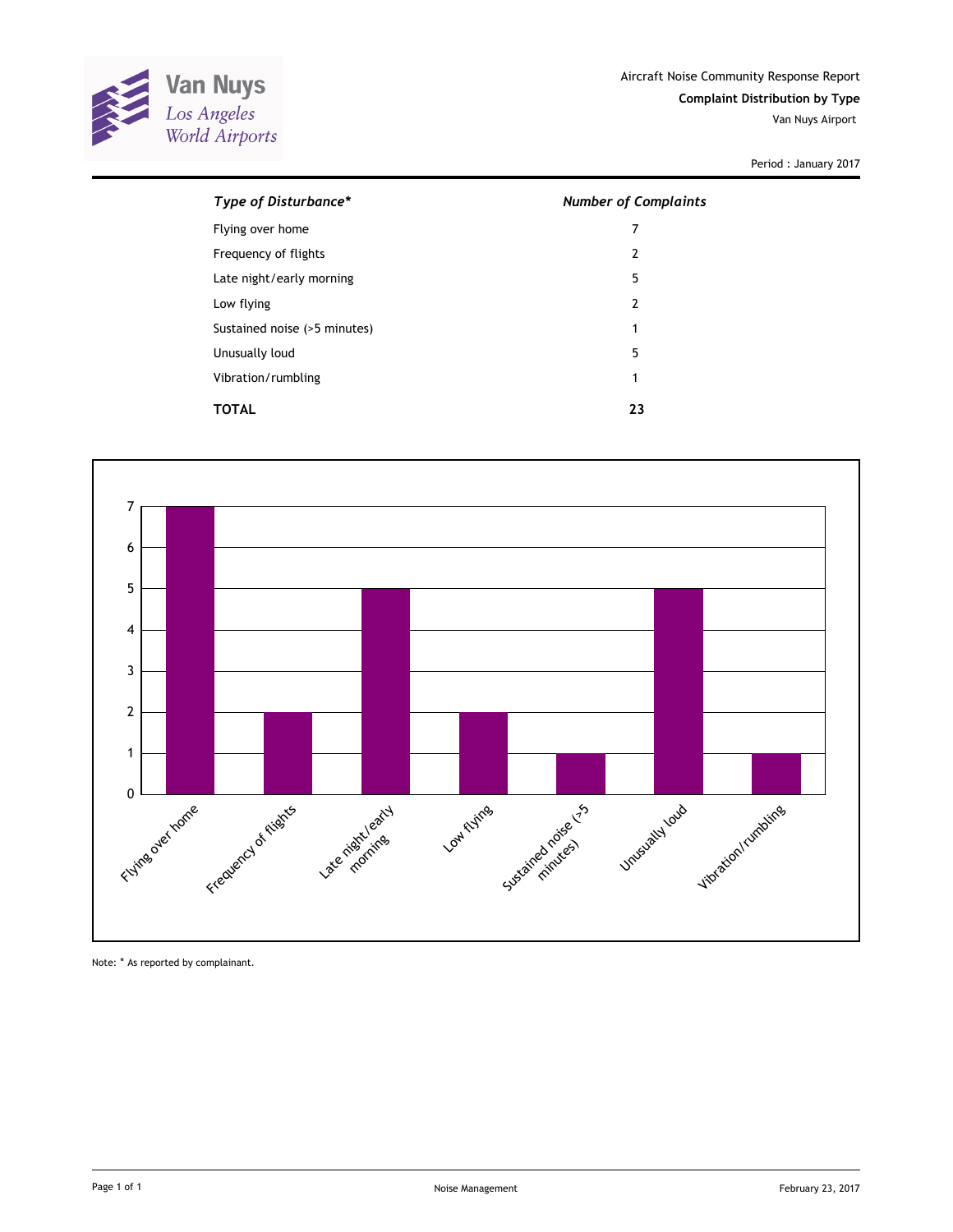Van Nuys
Los Angeles World Airports

Aircraft Noise Community Response Report

**Complaint Distribution by Type**

Van Nuys Airport

Period : January 2017

| *Type of Disturbance** | *Number of Complaints* |
|---|---|
| Flying over home | 7 |
| Frequency of flights | 2 |
| Late night/early morning | 5 |
| Low flying | 2 |
| Sustained noise (>5 minutes) | 1 |
| Unusually loud | 5 |
| Vibration/rumbling | 1 |
| **TOTAL** | **23** |

Note: * As reported by complainant.

Noise Management

February 23, 2017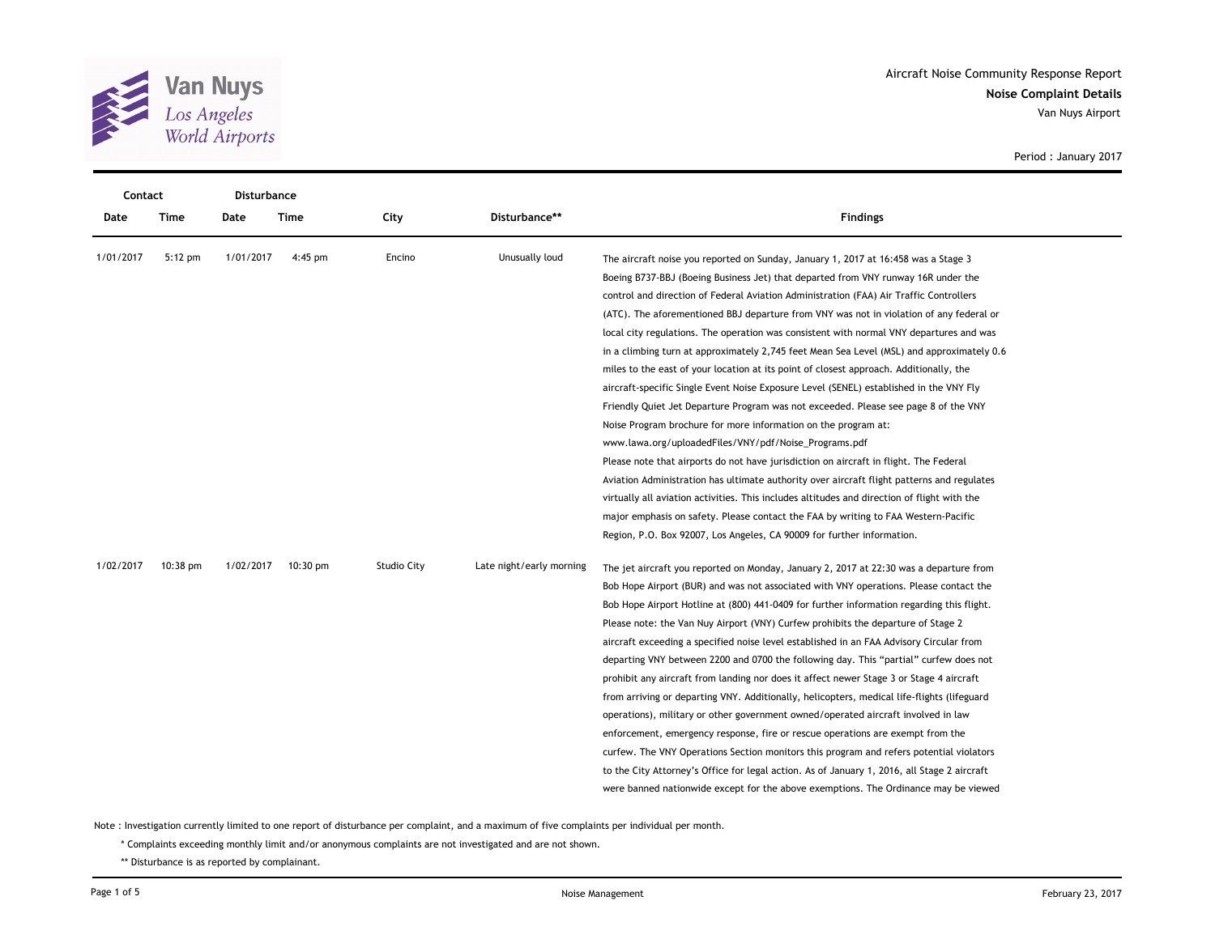Aircraft Noise Community Response Report

**Noise Complaint Details**

Van Nuys Airport

Period : January 2017

| Contact | | Disturbance | | | | |
|---|---|---|---|---|---|---|
| Date | Time | Date | Time | City | Disturbance** | Findings |
| 1/01/2017 | 5:12 pm | 1/01/2017 | 4:45 pm | Encino | Unusually loud | The aircraft noise you reported on Sunday, January 1, 2017 at 16:458 was a Stage 3 Boeing B737-BBJ (Boeing Business Jet) that departed from VNY runway 16R under the control and direction of Federal Aviation Administration (FAA) Air Traffic Controllers (ATC). The aforementioned BBJ departure from VNY was not in violation of any federal or local city regulations. The operation was consistent with normal VNY departures and was in a climbing turn at approximately 2,745 feet Mean Sea Level (MSL) and approximately 0.6 miles to the east of your location at its point of closest approach. Additionally, the aircraft-specific Single Event Noise Exposure Level (SENEL) established in the VNY Fly Friendly Quiet Jet Departure Program was not exceeded. Please see page 8 of the VNY Noise Program brochure for more information on the program at: www.lawa.org/uploadedFiles/VNY/pdf/Noise_Programs.pdf Please note that airports do not have jurisdiction on aircraft in flight. The Federal Aviation Administration has ultimate authority over aircraft flight patterns and regulates virtually all aviation activities. This includes altitudes and direction of flight with the major emphasis on safety. Please contact the FAA by writing to FAA Western-Pacific Region, P.O. Box 92007, Los Angeles, CA 90009 for further information. |
| 1/02/2017 | 10:38 pm | 1/02/2017 | 10:30 pm | Studio City | Late night/early morning | The jet aircraft you reported on Monday, January 2, 2017 at 22:30 was a departure from Bob Hope Airport (BUR) and was not associated with VNY operations. Please contact the Bob Hope Airport Hotline at (800) 441-0409 for further information regarding this flight. Please note: the Van Nuy Airport (VNY) Curfew prohibits the departure of Stage 2 aircraft exceeding a specified noise level established in an FAA Advisory Circular from departing VNY between 2200 and 0700 the following day. This "partial" curfew does not prohibit any aircraft from landing nor does it affect newer Stage 3 or Stage 4 aircraft from arriving or departing VNY. Additionally, helicopters, medical life-flights (lifeguard operations), military or other government owned/operated aircraft involved in law enforcement, emergency response, fire or rescue operations are exempt from the curfew. The VNY Operations Section monitors this program and refers potential violators to the City Attorney's Office for legal action. As of January 1, 2016, all Stage 2 aircraft were banned nationwide except for the above exemptions. The Ordinance may be viewed |

Note : Investigation currently limited to one report of disturbance per complaint, and a maximum of five complaints per individual per month.

\* Complaints exceeding monthly limit and/or anonymous complaints are not investigated and are not shown.

** Disturbance is as reported by complainant.

Noise Management

February 23, 2017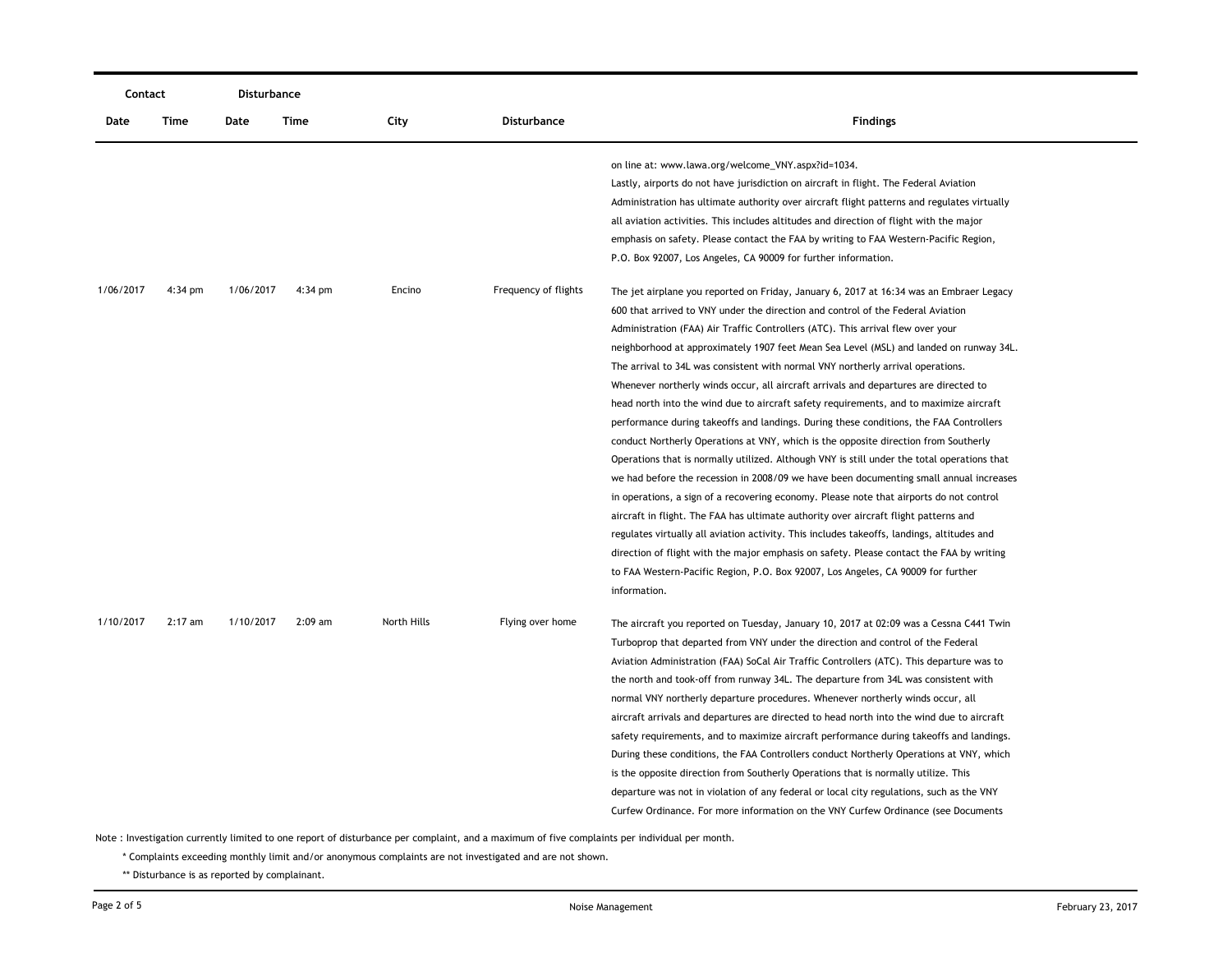| Contact | | Disturbance | | | | |
|---|---|---|---|---|---|---|
| Date | Time | Date | Time | City | Disturbance | Findings |
| | | | | | | on line at: www.lawa.org/welcome_VNY.aspx?id=1034. Lastly, airports do not have jurisdiction on aircraft in flight. The Federal Aviation Administration has ultimate authority over aircraft flight patterns and regulates virtually all aviation activities. This includes altitudes and direction of flight with the major emphasis on safety. Please contact the FAA by writing to FAA Western-Pacific Region, P.O. Box 92007, Los Angeles, CA 90009 for further information. |
| 1/06/2017 | 4:34 pm | 1/06/2017 | 4:34 pm | Encino | Frequency of flights | The jet airplane you reported on Friday, January 6, 2017 at 16:34 was an Embraer Legacy 600 that arrived to VNY under the direction and control of the Federal Aviation Administration (FAA) Air Traffic Controllers (ATC). This arrival flew over your neighborhood at approximately 1907 feet Mean Sea Level (MSL) and landed on runway 34L. The arrival to 34L was consistent with normal VNY northerly arrival operations. Whenever northerly winds occur, all aircraft arrivals and departures are directed to head north into the wind due to aircraft safety requirements, and to maximize aircraft performance during takeoffs and landings. During these conditions, the FAA Controllers conduct Northerly Operations at VNY, which is the opposite direction from Southerly Operations that is normally utilized. Although VNY is still under the total operations that we had before the recession in 2008/09 we have been documenting small annual increases in operations, a sign of a recovering economy. Please note that airports do not control aircraft in flight. The FAA has ultimate authority over aircraft flight patterns and regulates virtually all aviation activity. This includes takeoffs, landings, altitudes and direction of flight with the major emphasis on safety. Please contact the FAA by writing to FAA Western-Pacific Region, P.O. Box 92007, Los Angeles, CA 90009 for further information. |
| 1/10/2017 | 2:17 am | 1/10/2017 | 2:09 am | North Hills | Flying over home | The aircraft you reported on Tuesday, January 10, 2017 at 02:09 was a Cessna C441 Twin Turboprop that departed from VNY under the direction and control of the Federal Aviation Administration (FAA) SoCal Air Traffic Controllers (ATC). This departure was to the north and took-off from runway 34L. The departure from 34L was consistent with normal VNY northerly departure procedures. Whenever northerly winds occur, all aircraft arrivals and departures are directed to head north into the wind due to aircraft safety requirements, and to maximize aircraft performance during takeoffs and landings. During these conditions, the FAA Controllers conduct Northerly Operations at VNY, which is the opposite direction from Southerly Operations that is normally utilize. This departure was not in violation of any federal or local city regulations, such as the VNY Curfew Ordinance. For more information on the VNY Curfew Ordinance (see Documents |

Note : Investigation currently limited to one report of disturbance per complaint, and a maximum of five complaints per individual per month.

\* Complaints exceeding monthly limit and/or anonymous complaints are not investigated and are not shown.

\*\* Disturbance is as reported by complainant.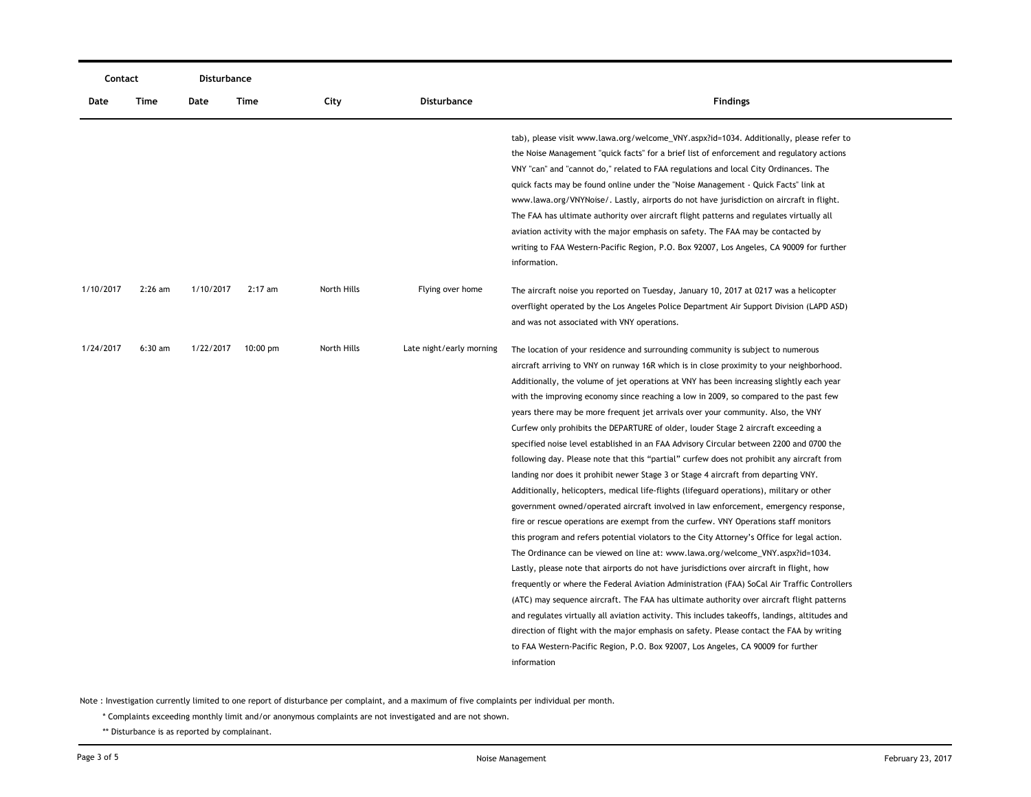| Contact | | Disturbance | | | | |
|---|---|---|---|---|---|---|
| Date | Time | Date | Time | City | Disturbance | Findings |
| | | | | | | tab), please visit www.lawa.org/welcome_VNY.aspx?id=1034. Additionally, please refer to the Noise Management "quick facts" for a brief list of enforcement and regulatory actions VNY "can" and "cannot do," related to FAA regulations and local City Ordinances. The quick facts may be found online under the "Noise Management - Quick Facts" link at www.lawa.org/VNYNoise/. Lastly, airports do not have jurisdiction on aircraft in flight. The FAA has ultimate authority over aircraft flight patterns and regulates virtually all aviation activity with the major emphasis on safety. The FAA may be contacted by writing to FAA Western-Pacific Region, P.O. Box 92007, Los Angeles, CA 90009 for further information. |
| 1/10/2017 | 2:26 am | 1/10/2017 | 2:17 am | North Hills | Flying over home | The aircraft noise you reported on Tuesday, January 10, 2017 at 0217 was a helicopter overflight operated by the Los Angeles Police Department Air Support Division (LAPD ASD) and was not associated with VNY operations. |
| 1/24/2017 | 6:30 am | 1/22/2017 | 10:00 pm | North Hills | Late night/early morning | The location of your residence and surrounding community is subject to numerous aircraft arriving to VNY on runway 16R which is in close proximity to your neighborhood. Additionally, the volume of jet operations at VNY has been increasing slightly each year with the improving economy since reaching a low in 2009, so compared to the past few years there may be more frequent jet arrivals over your community. Also, the VNY Curfew only prohibits the DEPARTURE of older, louder Stage 2 aircraft exceeding a specified noise level established in an FAA Advisory Circular between 2200 and 0700 the following day. Please note that this "partial" curfew does not prohibit any aircraft from landing nor does it prohibit newer Stage 3 or Stage 4 aircraft from departing VNY. Additionally, helicopters, medical life-flights (lifeguard operations), military or other government owned/operated aircraft involved in law enforcement, emergency response, fire or rescue operations are exempt from the curfew. VNY Operations staff monitors this program and refers potential violators to the City Attorney's Office for legal action. The Ordinance can be viewed on line at: www.lawa.org/welcome_VNY.aspx?id=1034. Lastly, please note that airports do not have jurisdictions over aircraft in flight, how frequently or where the Federal Aviation Administration (FAA) SoCal Air Traffic Controllers (ATC) may sequence aircraft. The FAA has ultimate authority over aircraft flight patterns and regulates virtually all aviation activity. This includes takeoffs, landings, altitudes and direction of flight with the major emphasis on safety. Please contact the FAA by writing to FAA Western-Pacific Region, P.O. Box 92007, Los Angeles, CA 90009 for further information |

Note : Investigation currently limited to one report of disturbance per complaint, and a maximum of five complaints per individual per month.

\* Complaints exceeding monthly limit and/or anonymous complaints are not investigated and are not shown.

\*\* Disturbance is as reported by complainant.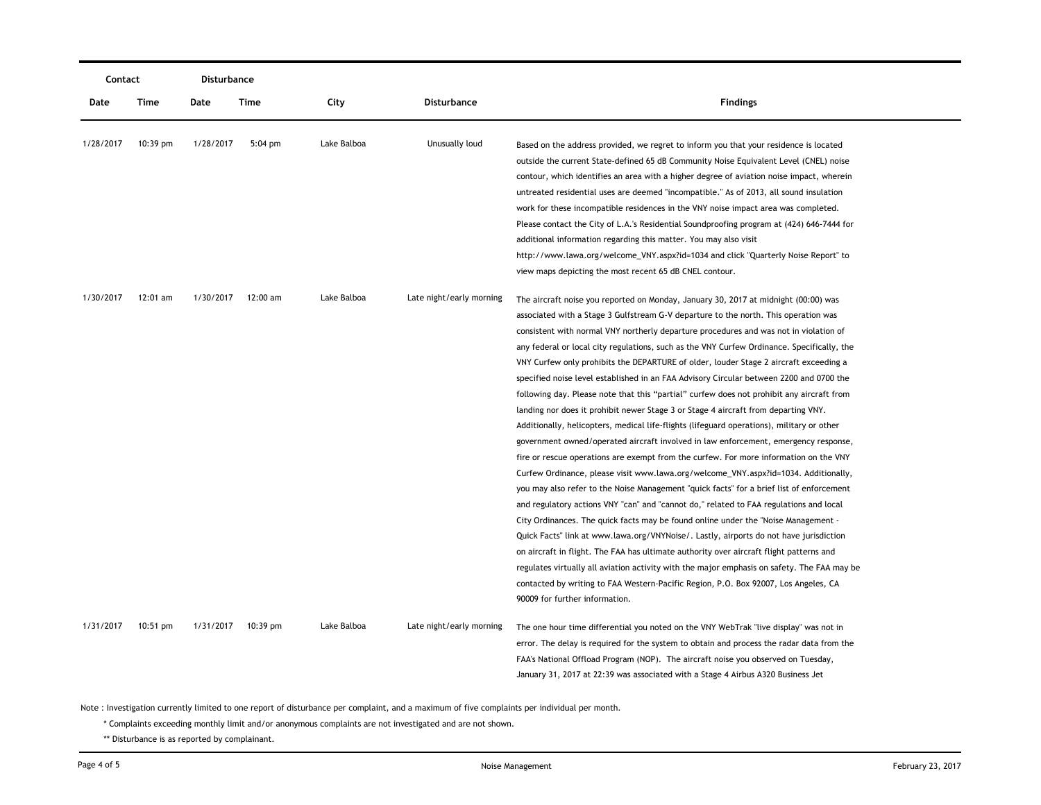| Contact | | Disturbance | | | | |
|---|---|---|---|---|---|---|
| Date | Time | Date | Time | City | Disturbance | Findings |
| 1/28/2017 | 10:39 pm | 1/28/2017 | 5:04 pm | Lake Balboa | Unusually loud | Based on the address provided, we regret to inform you that your residence is located outside the current State-defined 65 dB Community Noise Equivalent Level (CNEL) noise contour, which identifies an area with a higher degree of aviation noise impact, wherein untreated residential uses are deemed "incompatible." As of 2013, all sound insulation work for these incompatible residences in the VNY noise impact area was completed. Please contact the City of L.A.'s Residential Soundproofing program at (424) 646-7444 for additional information regarding this matter. You may also visit http://www.lawa.org/welcome_VNY.aspx?id=1034 and click "Quarterly Noise Report" to view maps depicting the most recent 65 dB CNEL contour. |
| 1/30/2017 | 12:01 am | 1/30/2017 | 12:00 am | Lake Balboa | Late night/early morning | The aircraft noise you reported on Monday, January 30, 2017 at midnight (00:00) was associated with a Stage 3 Gulfstream G-V departure to the north. This operation was consistent with normal VNY northerly departure procedures and was not in violation of any federal or local city regulations, such as the VNY Curfew Ordinance. Specifically, the VNY Curfew only prohibits the DEPARTURE of older, louder Stage 2 aircraft exceeding a specified noise level established in an FAA Advisory Circular between 2200 and 0700 the following day. Please note that this "partial" curfew does not prohibit any aircraft from landing nor does it prohibit newer Stage 3 or Stage 4 aircraft from departing VNY. Additionally, helicopters, medical life-flights (lifeguard operations), military or other government owned/operated aircraft involved in law enforcement, emergency response, fire or rescue operations are exempt from the curfew. For more information on the VNY Curfew Ordinance, please visit www.lawa.org/welcome_VNY.aspx?id=1034. Additionally, you may also refer to the Noise Management "quick facts" for a brief list of enforcement and regulatory actions VNY "can" and "cannot do," related to FAA regulations and local City Ordinances. The quick facts may be found online under the "Noise Management - Quick Facts" link at www.lawa.org/VNYNoise/. Lastly, airports do not have jurisdiction on aircraft in flight. The FAA has ultimate authority over aircraft flight patterns and regulates virtually all aviation activity with the major emphasis on safety. The FAA may be contacted by writing to FAA Western-Pacific Region, P.O. Box 92007, Los Angeles, CA 90009 for further information. |
| 1/31/2017 | 10:51 pm | 1/31/2017 | 10:39 pm | Lake Balboa | Late night/early morning | The one hour time differential you noted on the VNY WebTrak "live display" was not in error. The delay is required for the system to obtain and process the radar data from the FAA's National Offload Program (NOP). The aircraft noise you observed on Tuesday, January 31, 2017 at 22:39 was associated with a Stage 4 Airbus A320 Business Jet |

Note : Investigation currently limited to one report of disturbance per complaint, and a maximum of five complaints per individual per month.

\* Complaints exceeding monthly limit and/or anonymous complaints are not investigated and are not shown.

\*\* Disturbance is as reported by complainant.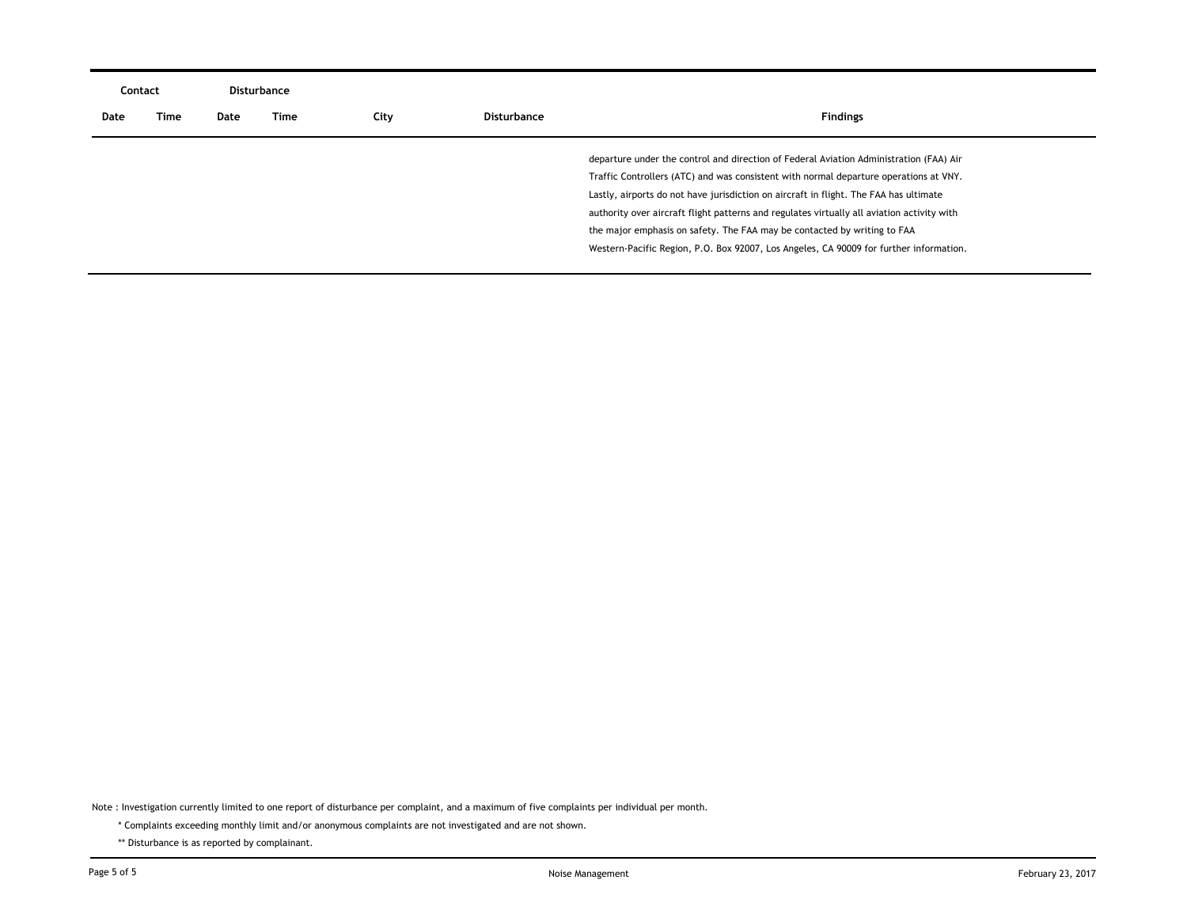| Contact | | Disturbance | | | | |
|---|---|---|---|---|---|---|
| Date | Time | Date | Time | City | Disturbance | Findings |
| | | | | | | departure under the control and direction of Federal Aviation Administration (FAA) Air Traffic Controllers (ATC) and was consistent with normal departure operations at VNY. Lastly, airports do not have jurisdiction on aircraft in flight. The FAA has ultimate authority over aircraft flight patterns and regulates virtually all aviation activity with the major emphasis on safety. The FAA may be contacted by writing to FAA Western-Pacific Region, P.O. Box 92007, Los Angeles, CA 90009 for further information. |

Note : Investigation currently limited to one report of disturbance per complaint, and a maximum of five complaints per individual per month.

\* Complaints exceeding monthly limit and/or anonymous complaints are not investigated and are not shown.

\*\* Disturbance is as reported by complainant.